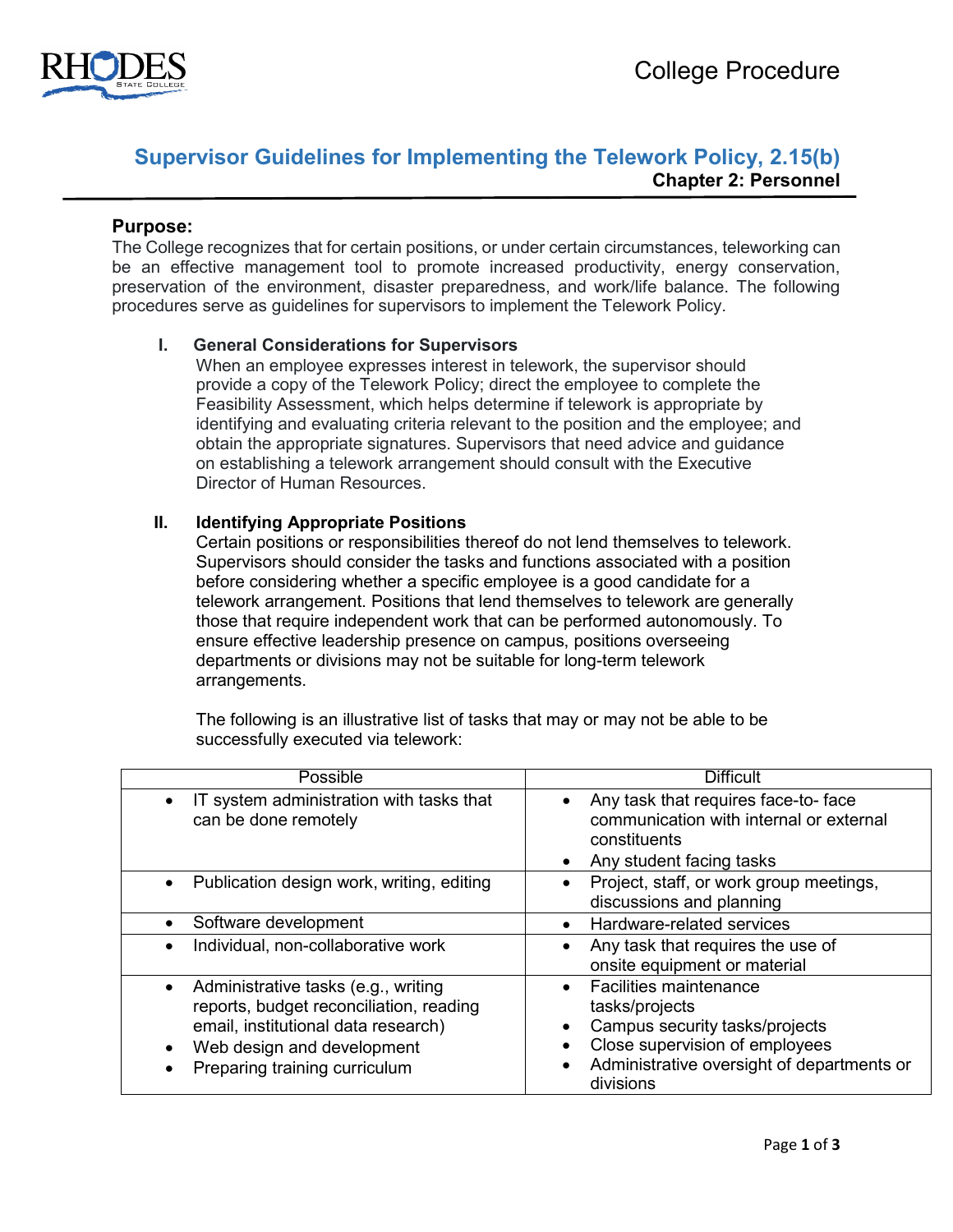College Procedure

# Supervisor Guidelines for Implementing the Telework Policy, 2.15(b)

**Chapter 2: Personnel**

## Purpose:

The College recognizes that for certain positions, or under certain circumstances, teleworking can be an effective management tool to promote increased productivity, energy conservation, preservation of the environment, disaster preparedness, and work/life balance. The following procedures serve as guidelines for supervisors to implement the Telework Policy.

### I. General Considerations for Supervisors

When an employee expresses interest in telework, the supervisor should provide a copy of the Telework Policy; direct the employee to complete the Feasibility Assessment, which helps determine if telework is appropriate by identifying and evaluating criteria relevant to the position and the employee; and obtain the appropriate signatures. Supervisors that need advice and guidance on establishing a telework arrangement should consult with the Executive Director of Human Resources.

### II. Identifying Appropriate Positions

Certain positions or responsibilities thereof do not lend themselves to telework. Supervisors should consider the tasks and functions associated with a position before considering whether a specific employee is a good candidate for a telework arrangement. Positions that lend themselves to telework are generally those that require independent work that can be performed autonomously. To ensure effective leadership presence on campus, positions overseeing departments or divisions may not be suitable for long-term telework arrangements.

The following is an illustrative list of tasks that may or may not be able to be successfully executed via telework:

| Possible | Difficult |
| --- | --- |
| • IT system administration with tasks that can be done remotely | • Any task that requires face-to- face communication with internal or external constituents<br>• Any student facing tasks |
| • Publication design work, writing, editing | • Project, staff, or work group meetings, discussions and planning |
| • Software development | • Hardware-related services |
| • Individual, non-collaborative work | • Any task that requires the use of onsite equipment or material |
| • Administrative tasks (e.g., writing reports, budget reconciliation, reading email, institutional data research)<br>• Web design and development<br>• Preparing training curriculum | • Facilities maintenance tasks/projects<br>• Campus security tasks/projects<br>• Close supervision of employees<br>• Administrative oversight of departments or divisions |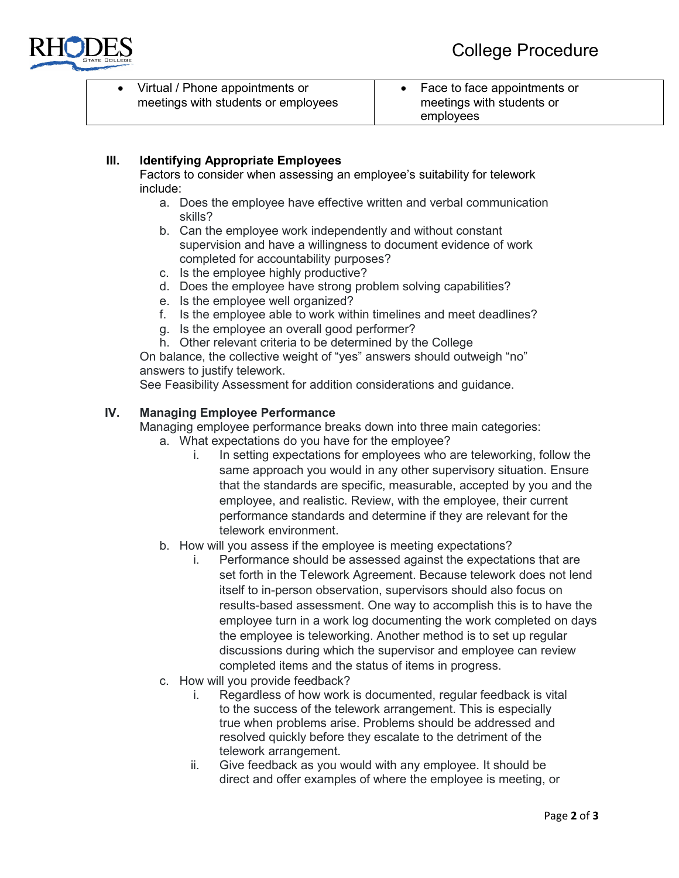| • Virtual / Phone appointments or meetings with students or employees | • Face to face appointments or meetings with students or employees |
|---|---|

**III. Identifying Appropriate Employees**

Factors to consider when assessing an employee's suitability for telework include:

a. Does the employee have effective written and verbal communication skills?
b. Can the employee work independently and without constant supervision and have a willingness to document evidence of work completed for accountability purposes?
c. Is the employee highly productive?
d. Does the employee have strong problem solving capabilities?
e. Is the employee well organized?
f. Is the employee able to work within timelines and meet deadlines?
g. Is the employee an overall good performer?
h. Other relevant criteria to be determined by the College

On balance, the collective weight of "yes" answers should outweigh "no" answers to justify telework.

See Feasibility Assessment for addition considerations and guidance.

**IV. Managing Employee Performance**

Managing employee performance breaks down into three main categories:

a. What expectations do you have for the employee?
   i. In setting expectations for employees who are teleworking, follow the same approach you would in any other supervisory situation. Ensure that the standards are specific, measurable, accepted by you and the employee, and realistic. Review, with the employee, their current performance standards and determine if they are relevant for the telework environment.
b. How will you assess if the employee is meeting expectations?
   i. Performance should be assessed against the expectations that are set forth in the Telework Agreement. Because telework does not lend itself to in-person observation, supervisors should also focus on results-based assessment. One way to accomplish this is to have the employee turn in a work log documenting the work completed on days the employee is teleworking. Another method is to set up regular discussions during which the supervisor and employee can review completed items and the status of items in progress.
c. How will you provide feedback?
   i. Regardless of how work is documented, regular feedback is vital to the success of the telework arrangement. This is especially true when problems arise. Problems should be addressed and resolved quickly before they escalate to the detriment of the telework arrangement.
   ii. Give feedback as you would with any employee. It should be direct and offer examples of where the employee is meeting, or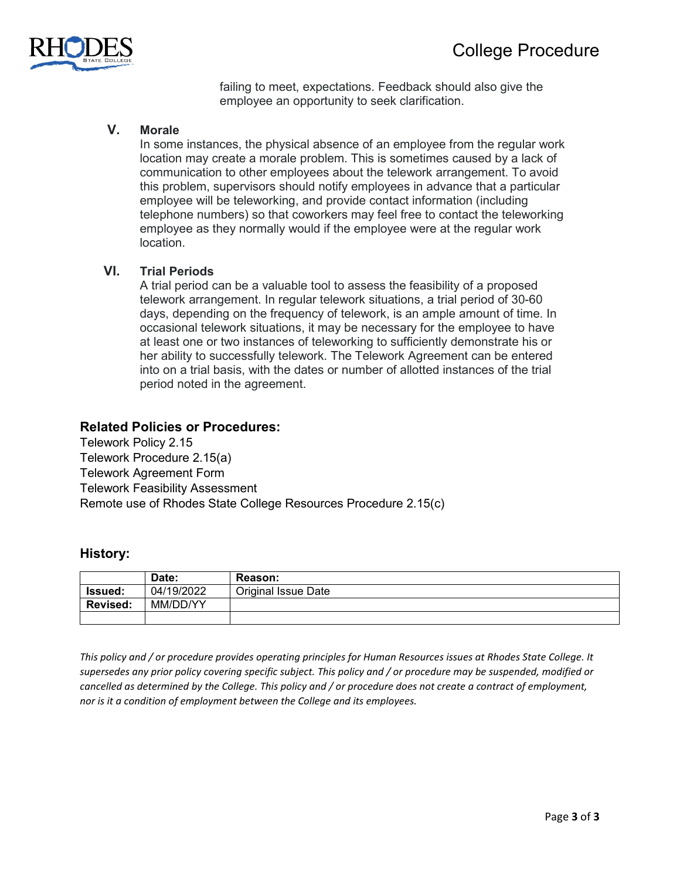failing to meet, expectations. Feedback should also give the employee an opportunity to seek clarification.

### V. Morale

In some instances, the physical absence of an employee from the regular work location may create a morale problem. This is sometimes caused by a lack of communication to other employees about the telework arrangement. To avoid this problem, supervisors should notify employees in advance that a particular employee will be teleworking, and provide contact information (including telephone numbers) so that coworkers may feel free to contact the teleworking employee as they normally would if the employee were at the regular work location.

### VI. Trial Periods

A trial period can be a valuable tool to assess the feasibility of a proposed telework arrangement. In regular telework situations, a trial period of 30-60 days, depending on the frequency of telework, is an ample amount of time. In occasional telework situations, it may be necessary for the employee to have at least one or two instances of teleworking to sufficiently demonstrate his or her ability to successfully telework. The Telework Agreement can be entered into on a trial basis, with the dates or number of allotted instances of the trial period noted in the agreement.

## Related Policies or Procedures:

Telework Policy 2.15
Telework Procedure 2.15(a)
Telework Agreement Form
Telework Feasibility Assessment
Remote use of Rhodes State College Resources Procedure 2.15(c)

## History:

| | Date: | Reason: |
|---|---|---|
| **Issued:** | 04/19/2022 | Original Issue Date |
| **Revised:** | MM/DD/YY | |
| | | |

*This policy and / or procedure provides operating principles for Human Resources issues at Rhodes State College. It supersedes any prior policy covering specific subject. This policy and / or procedure may be suspended, modified or cancelled as determined by the College. This policy and / or procedure does not create a contract of employment, nor is it a condition of employment between the College and its employees.*